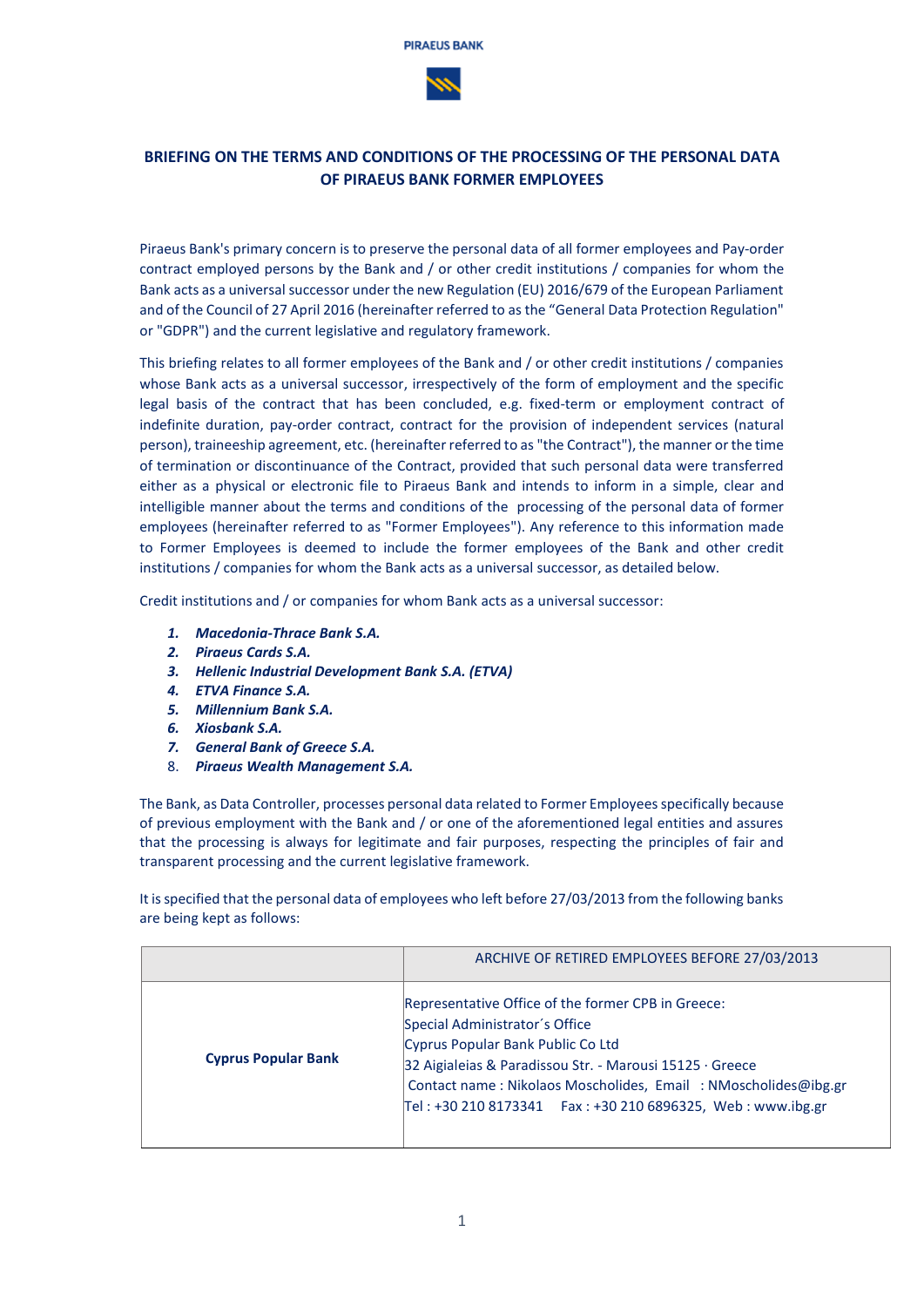PIRAEUS BANK

## BRIEFING ON THE TERMS AND CONDITIONS OF THE PROCESSING OF THE PERSONAL DATA OF PIRAEUS BANK FORMER EMPLOYEES

Piraeus Bank's primary concern is to preserve the personal data of all former employees and Pay-order contract employed persons by the Bank and / or other credit institutions / companies for whom the Bank acts as a universal successor under the new Regulation (EU) 2016/679 of the European Parliament and of the Council of 27 April 2016 (hereinafter referred to as the "General Data Protection Regulation" or "GDPR") and the current legislative and regulatory framework.

This briefing relates to all former employees of the Bank and / or other credit institutions / companies whose Bank acts as a universal successor, irrespectively of the form of employment and the specific legal basis of the contract that has been concluded, e.g. fixed-term or employment contract of indefinite duration, pay-order contract, contract for the provision of independent services (natural person), traineeship agreement, etc. (hereinafter referred to as "the Contract"), the manner or the time of termination or discontinuance of the Contract, provided that such personal data were transferred either as a physical or electronic file to Piraeus Bank and intends to inform in a simple, clear and intelligible manner about the terms and conditions of the processing of the personal data of former employees (hereinafter referred to as "Former Employees"). Any reference to this information made to Former Employees is deemed to include the former employees of the Bank and other credit institutions / companies for whom the Bank acts as a universal successor, as detailed below.

Credit institutions and / or companies for whom Bank acts as a universal successor:

1. ***Macedonia-Thrace Bank S.A.***
2. ***Piraeus Cards S.A.***
3. ***Hellenic Industrial Development Bank S.A. (ETVA)***
4. ***ETVA Finance S.A.***
5. ***Millennium Bank S.A.***
6. ***Xiosbank S.A.***
7. ***General Bank of Greece S.A.***
8. ***Piraeus Wealth Management S.A.***

The Bank, as Data Controller, processes personal data related to Former Employees specifically because of previous employment with the Bank and / or one of the aforementioned legal entities and assures that the processing is always for legitimate and fair purposes, respecting the principles of fair and transparent processing and the current legislative framework.

It is specified that the personal data of employees who left before 27/03/2013 from the following banks are being kept as follows:

| | ARCHIVE OF RETIRED EMPLOYEES BEFORE 27/03/2013 |
|---|---|
| **Cyprus Popular Bank** | Representative Office of the former CPB in Greece:<br>Special Administrator´s Office<br>Cyprus Popular Bank Public Co Ltd<br>32 Aigialeias & Paradissou Str. - Marousi 15125 · Greece<br>Contact name : Nikolaos Moscholides, Email : NMoscholides@ibg.gr<br>Tel : +30 210 8173341 Fax : +30 210 6896325, Web : www.ibg.gr |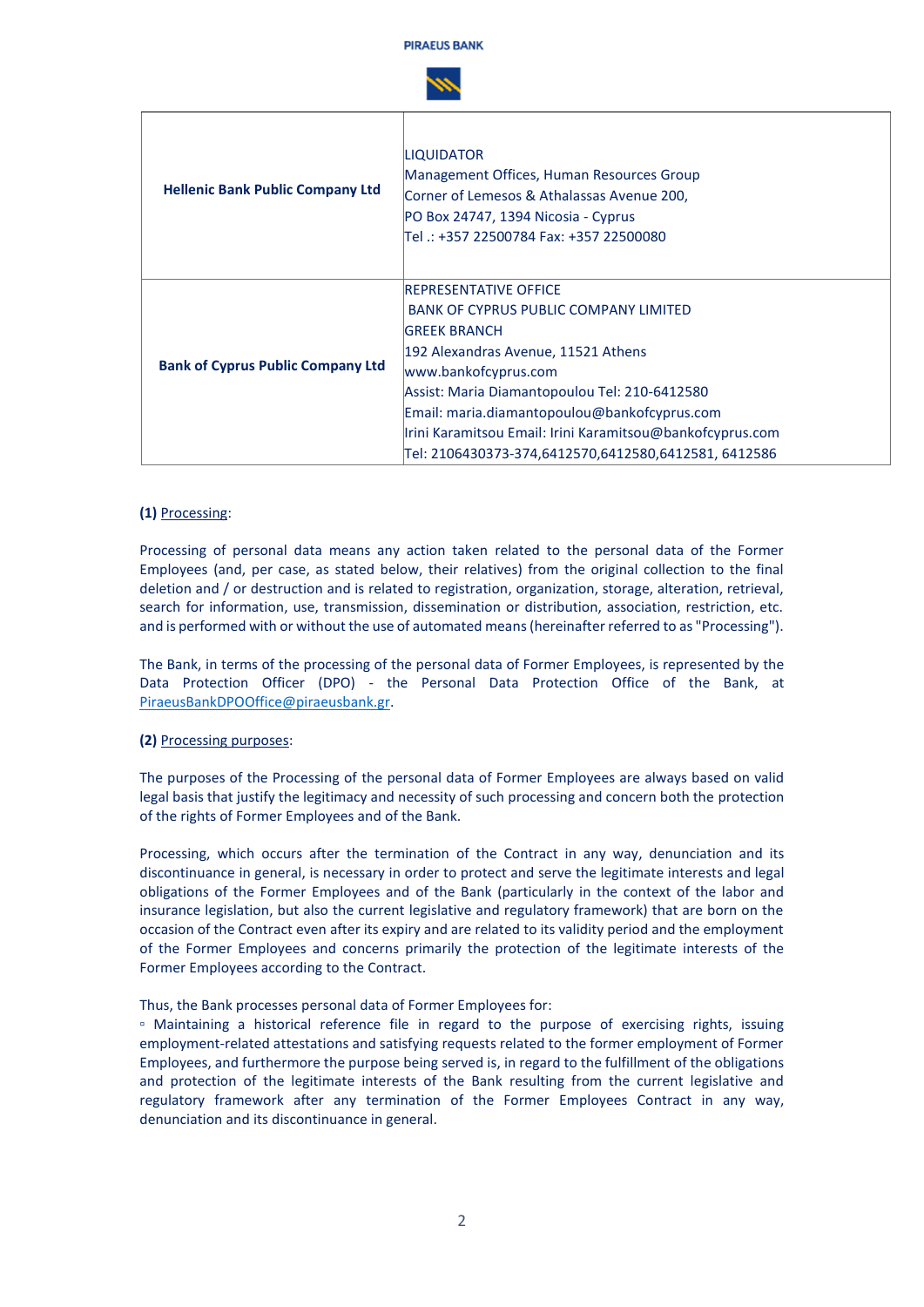| Hellenic Bank Public Company Ltd | LIQUIDATOR<br>Management Offices, Human Resources Group<br>Corner of Lemesos & Athalassas Avenue 200,<br>PO Box 24747, 1394 Nicosia - Cyprus<br>Tel .: +357 22500784 Fax: +357 22500080 |
|---|---|
| Bank of Cyprus Public Company Ltd | REPRESENTATIVE OFFICE<br>BANK OF CYPRUS PUBLIC COMPANY LIMITED<br>GREEK BRANCH<br>192 Alexandras Avenue, 11521 Athens<br>www.bankofcyprus.com<br>Assist: Maria Diamantopoulou Tel: 210-6412580<br>Email: maria.diamantopoulou@bankofcyprus.com<br>Irini Karamitsou Email: Irini Karamitsou@bankofcyprus.com<br>Tel: 2106430373-374,6412570,6412580,6412581, 6412586 |

**(1)** Processing:

Processing of personal data means any action taken related to the personal data of the Former Employees (and, per case, as stated below, their relatives) from the original collection to the final deletion and / or destruction and is related to registration, organization, storage, alteration, retrieval, search for information, use, transmission, dissemination or distribution, association, restriction, etc. and is performed with or without the use of automated means (hereinafter referred to as "Processing").

The Bank, in terms of the processing of the personal data of Former Employees, is represented by the Data Protection Officer (DPO) - the Personal Data Protection Office of the Bank, at PiraeusBankDPOOffice@piraeusbank.gr.

**(2)** Processing purposes:

The purposes of the Processing of the personal data of Former Employees are always based on valid legal basis that justify the legitimacy and necessity of such processing and concern both the protection of the rights of Former Employees and of the Bank.

Processing, which occurs after the termination of the Contract in any way, denunciation and its discontinuance in general, is necessary in order to protect and serve the legitimate interests and legal obligations of the Former Employees and of the Bank (particularly in the context of the labor and insurance legislation, but also the current legislative and regulatory framework) that are born on the occasion of the Contract even after its expiry and are related to its validity period and the employment of the Former Employees and concerns primarily the protection of the legitimate interests of the Former Employees according to the Contract.

Thus, the Bank processes personal data of Former Employees for:

- Maintaining a historical reference file in regard to the purpose of exercising rights, issuing employment-related attestations and satisfying requests related to the former employment of Former Employees, and furthermore the purpose being served is, in regard to the fulfillment of the obligations and protection of the legitimate interests of the Bank resulting from the current legislative and regulatory framework after any termination of the Former Employees Contract in any way, denunciation and its discontinuance in general.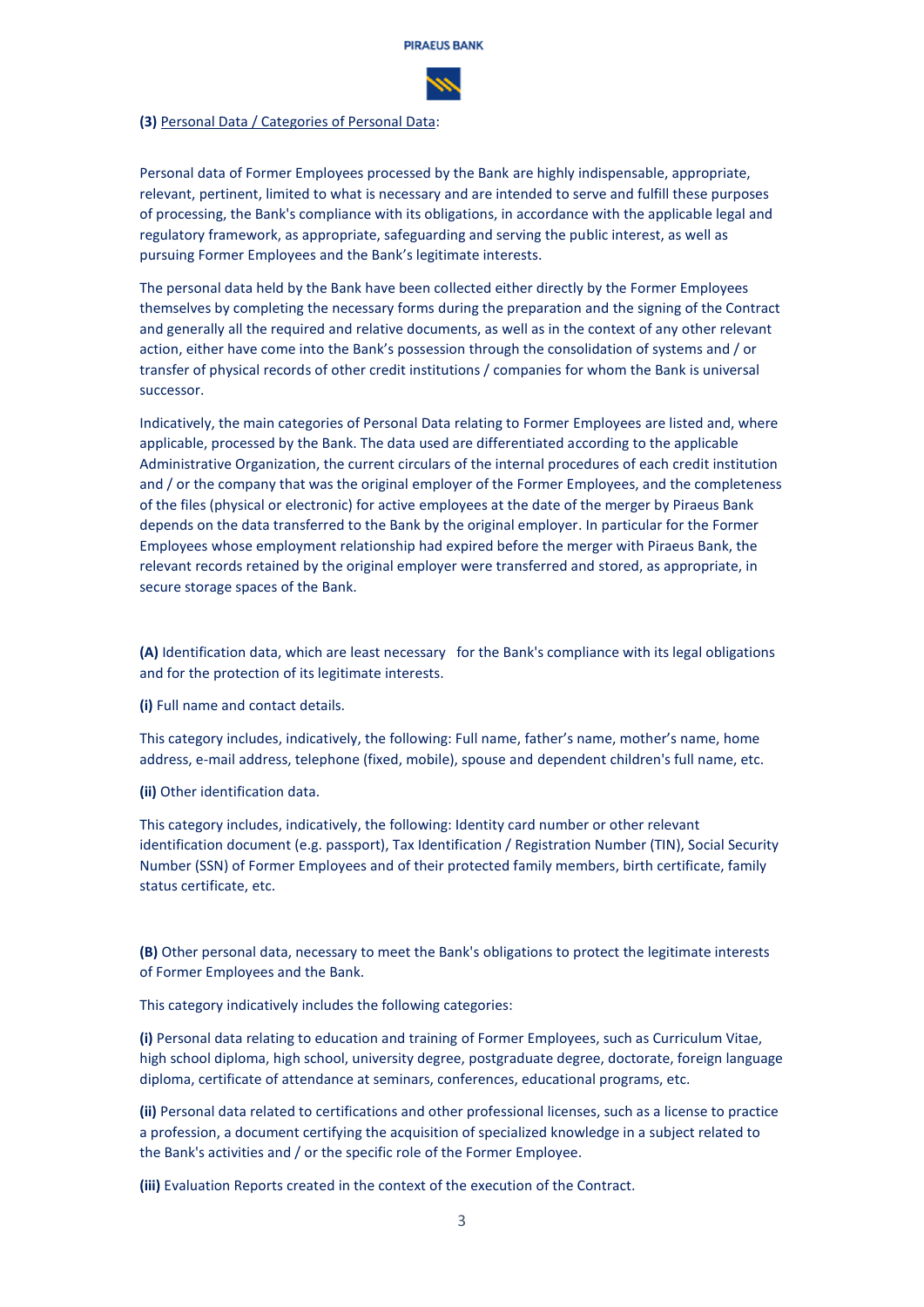**(3)** Personal Data / Categories of Personal Data:

Personal data of Former Employees processed by the Bank are highly indispensable, appropriate, relevant, pertinent, limited to what is necessary and are intended to serve and fulfill these purposes of processing, the Bank's compliance with its obligations, in accordance with the applicable legal and regulatory framework, as appropriate, safeguarding and serving the public interest, as well as pursuing Former Employees and the Bank's legitimate interests.

The personal data held by the Bank have been collected either directly by the Former Employees themselves by completing the necessary forms during the preparation and the signing of the Contract and generally all the required and relative documents, as well as in the context of any other relevant action, either have come into the Bank's possession through the consolidation of systems and / or transfer of physical records of other credit institutions / companies for whom the Bank is universal successor.

Indicatively, the main categories of Personal Data relating to Former Employees are listed and, where applicable, processed by the Bank. The data used are differentiated according to the applicable Administrative Organization, the current circulars of the internal procedures of each credit institution and / or the company that was the original employer of the Former Employees, and the completeness of the files (physical or electronic) for active employees at the date of the merger by Piraeus Bank depends on the data transferred to the Bank by the original employer. In particular for the Former Employees whose employment relationship had expired before the merger with Piraeus Bank, the relevant records retained by the original employer were transferred and stored, as appropriate, in secure storage spaces of the Bank.

**(A)** Identification data, which are least necessary for the Bank's compliance with its legal obligations and for the protection of its legitimate interests.

**(i)** Full name and contact details.

This category includes, indicatively, the following: Full name, father's name, mother's name, home address, e-mail address, telephone (fixed, mobile), spouse and dependent children's full name, etc.

**(ii)** Other identification data.

This category includes, indicatively, the following: Identity card number or other relevant identification document (e.g. passport), Tax Identification / Registration Number (TIN), Social Security Number (SSN) of Former Employees and of their protected family members, birth certificate, family status certificate, etc.

**(B)** Other personal data, necessary to meet the Bank's obligations to protect the legitimate interests of Former Employees and the Bank.

This category indicatively includes the following categories:

**(i)** Personal data relating to education and training of Former Employees, such as Curriculum Vitae, high school diploma, high school, university degree, postgraduate degree, doctorate, foreign language diploma, certificate of attendance at seminars, conferences, educational programs, etc.

**(ii)** Personal data related to certifications and other professional licenses, such as a license to practice a profession, a document certifying the acquisition of specialized knowledge in a subject related to the Bank's activities and / or the specific role of the Former Employee.

**(iii)** Evaluation Reports created in the context of the execution of the Contract.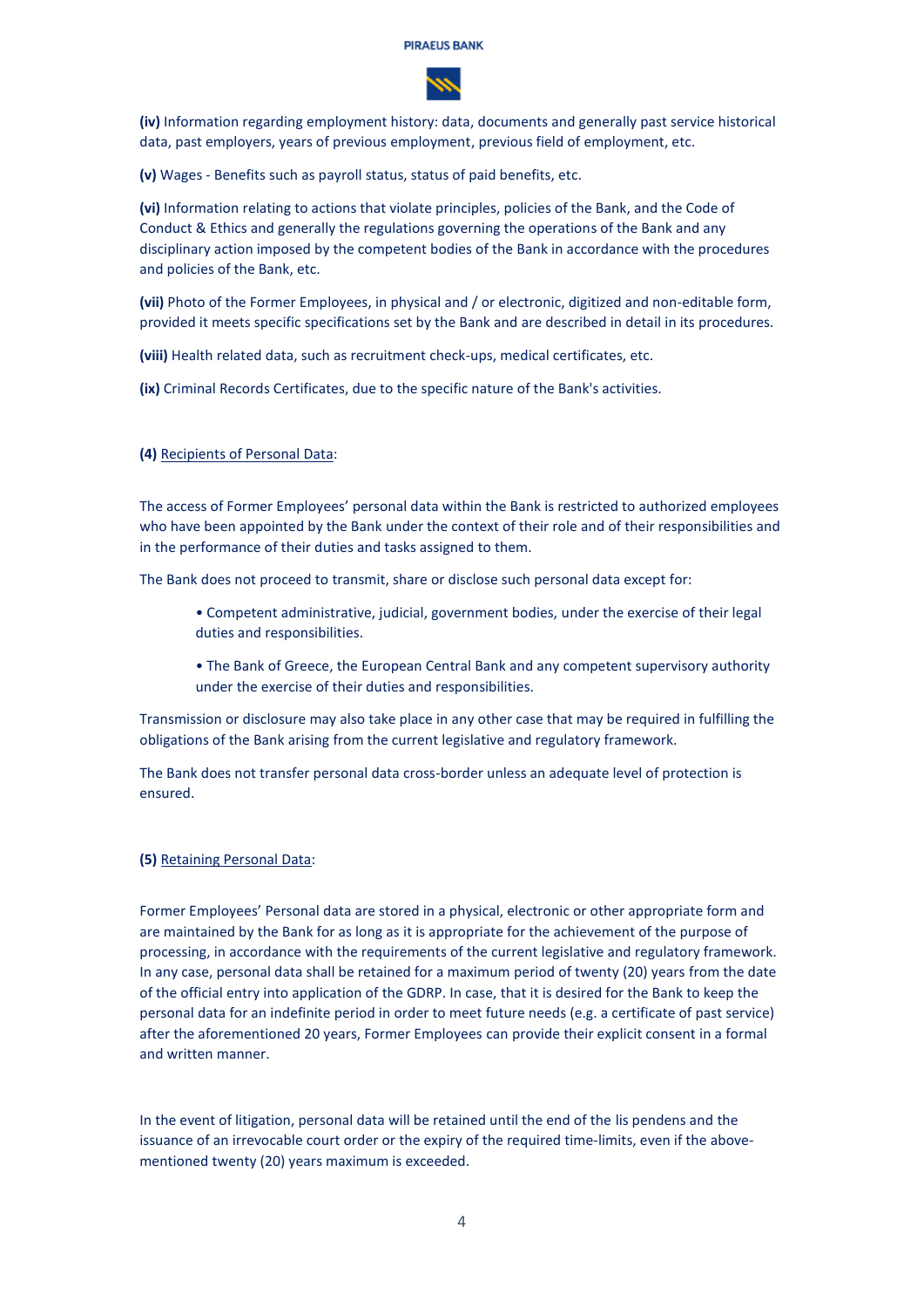**(iv)** Information regarding employment history: data, documents and generally past service historical data, past employers, years of previous employment, previous field of employment, etc.

**(v)** Wages - Benefits such as payroll status, status of paid benefits, etc.

**(vi)** Information relating to actions that violate principles, policies of the Bank, and the Code of Conduct & Ethics and generally the regulations governing the operations of the Bank and any disciplinary action imposed by the competent bodies of the Bank in accordance with the procedures and policies of the Bank, etc.

**(vii)** Photo of the Former Employees, in physical and / or electronic, digitized and non-editable form, provided it meets specific specifications set by the Bank and are described in detail in its procedures.

**(viii)** Health related data, such as recruitment check-ups, medical certificates, etc.

**(ix)** Criminal Records Certificates, due to the specific nature of the Bank's activities.

**(4)** Recipients of Personal Data:

The access of Former Employees' personal data within the Bank is restricted to authorized employees who have been appointed by the Bank under the context of their role and of their responsibilities and in the performance of their duties and tasks assigned to them.

The Bank does not proceed to transmit, share or disclose such personal data except for:

- Competent administrative, judicial, government bodies, under the exercise of their legal duties and responsibilities.
- The Bank of Greece, the European Central Bank and any competent supervisory authority under the exercise of their duties and responsibilities.

Transmission or disclosure may also take place in any other case that may be required in fulfilling the obligations of the Bank arising from the current legislative and regulatory framework.

The Bank does not transfer personal data cross-border unless an adequate level of protection is ensured.

**(5)** Retaining Personal Data:

Former Employees' Personal data are stored in a physical, electronic or other appropriate form and are maintained by the Bank for as long as it is appropriate for the achievement of the purpose of processing, in accordance with the requirements of the current legislative and regulatory framework. In any case, personal data shall be retained for a maximum period of twenty (20) years from the date of the official entry into application of the GDRP. In case, that it is desired for the Bank to keep the personal data for an indefinite period in order to meet future needs (e.g. a certificate of past service) after the aforementioned 20 years, Former Employees can provide their explicit consent in a formal and written manner.

In the event of litigation, personal data will be retained until the end of the lis pendens and the issuance of an irrevocable court order or the expiry of the required time-limits, even if the above-mentioned twenty (20) years maximum is exceeded.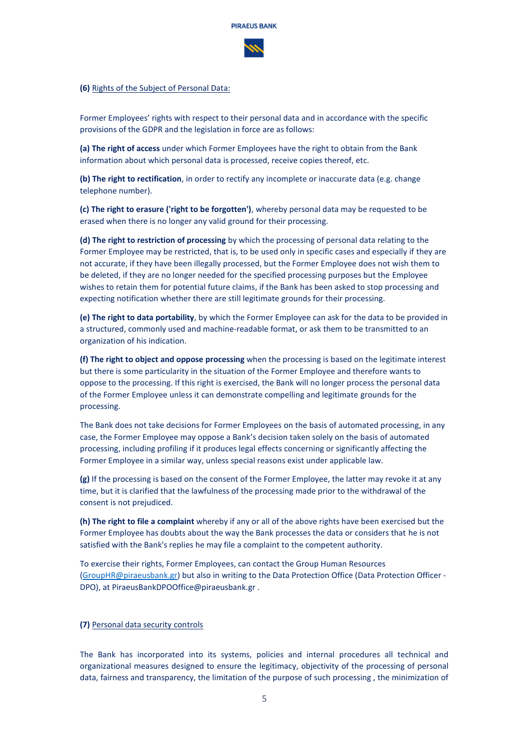**(6)** Rights of the Subject of Personal Data:

Former Employees' rights with respect to their personal data and in accordance with the specific provisions of the GDPR and the legislation in force are as follows:

**(a) The right of access** under which Former Employees have the right to obtain from the Bank information about which personal data is processed, receive copies thereof, etc.

**(b) The right to rectification**, in order to rectify any incomplete or inaccurate data (e.g. change telephone number).

**(c) The right to erasure ('right to be forgotten')**, whereby personal data may be requested to be erased when there is no longer any valid ground for their processing.

**(d) The right to restriction of processing** by which the processing of personal data relating to the Former Employee may be restricted, that is, to be used only in specific cases and especially if they are not accurate, if they have been illegally processed, but the Former Employee does not wish them to be deleted, if they are no longer needed for the specified processing purposes but the Employee wishes to retain them for potential future claims, if the Bank has been asked to stop processing and expecting notification whether there are still legitimate grounds for their processing.

**(e) The right to data portability**, by which the Former Employee can ask for the data to be provided in a structured, commonly used and machine-readable format, or ask them to be transmitted to an organization of his indication.

**(f) The right to object and oppose processing** when the processing is based on the legitimate interest but there is some particularity in the situation of the Former Employee and therefore wants to oppose to the processing. If this right is exercised, the Bank will no longer process the personal data of the Former Employee unless it can demonstrate compelling and legitimate grounds for the processing.

The Bank does not take decisions for Former Employees on the basis of automated processing, in any case, the Former Employee may oppose a Bank's decision taken solely on the basis of automated processing, including profiling if it produces legal effects concerning or significantly affecting the Former Employee in a similar way, unless special reasons exist under applicable law.

**(g)** If the processing is based on the consent of the Former Employee, the latter may revoke it at any time, but it is clarified that the lawfulness of the processing made prior to the withdrawal of the consent is not prejudiced.

**(h) The right to file a complaint** whereby if any or all of the above rights have been exercised but the Former Employee has doubts about the way the Bank processes the data or considers that he is not satisfied with the Bank's replies he may file a complaint to the competent authority.

To exercise their rights, Former Employees, can contact the Group Human Resources (GroupHR@piraeusbank.gr) but also in writing to the Data Protection Office (Data Protection Officer - DPO), at PiraeusBankDPOOffice@piraeusbank.gr .

**(7)** Personal data security controls

The Bank has incorporated into its systems, policies and internal procedures all technical and organizational measures designed to ensure the legitimacy, objectivity of the processing of personal data, fairness and transparency, the limitation of the purpose of such processing , the minimization of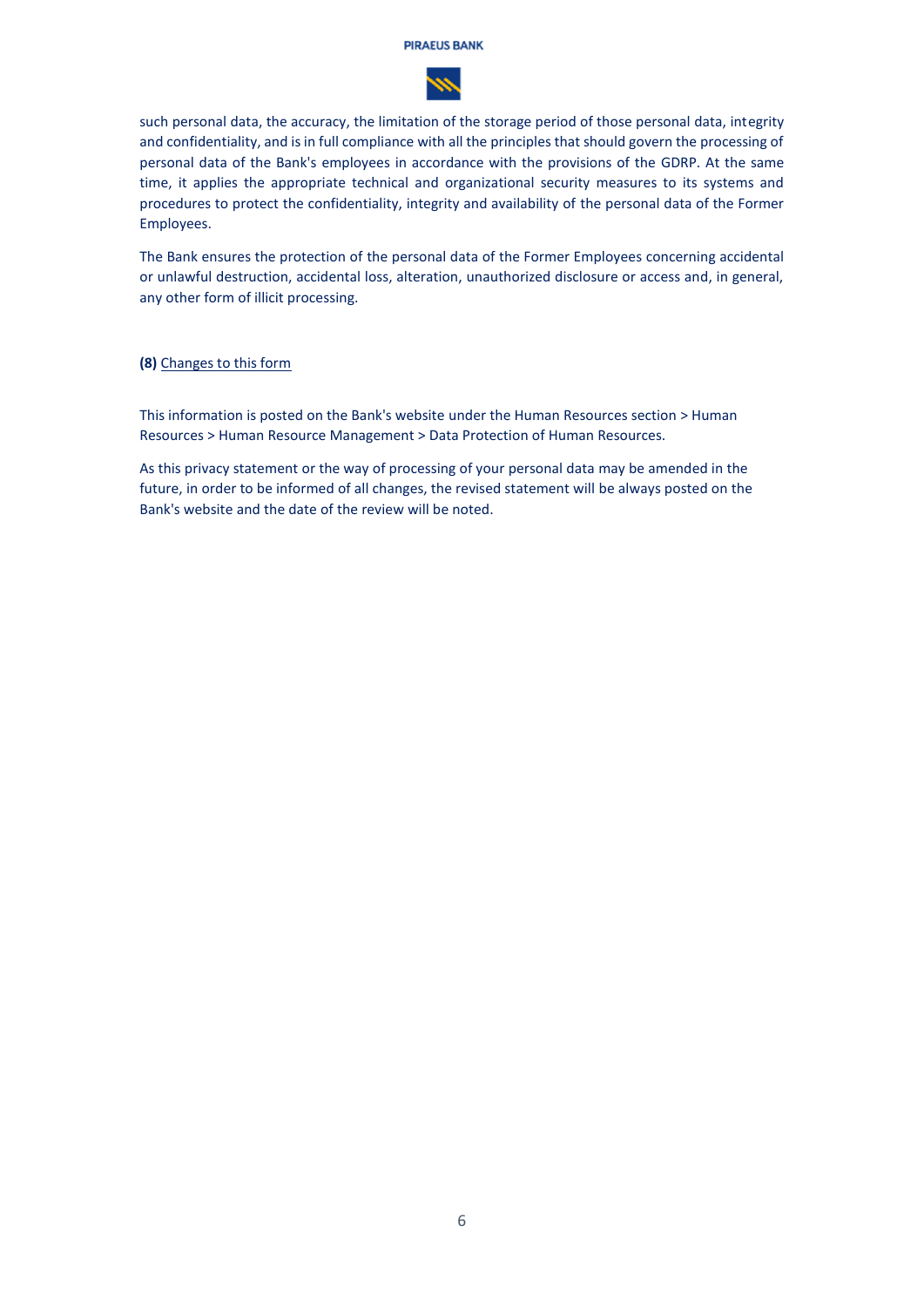such personal data, the accuracy, the limitation of the storage period of those personal data, integrity and confidentiality, and is in full compliance with all the principles that should govern the processing of personal data of the Bank's employees in accordance with the provisions of the GDRP. At the same time, it applies the appropriate technical and organizational security measures to its systems and procedures to protect the confidentiality, integrity and availability of the personal data of the Former Employees.

The Bank ensures the protection of the personal data of the Former Employees concerning accidental or unlawful destruction, accidental loss, alteration, unauthorized disclosure or access and, in general, any other form of illicit processing.

**(8)** Changes to this form

This information is posted on the Bank's website under the Human Resources section > Human Resources > Human Resource Management > Data Protection of Human Resources.

As this privacy statement or the way of processing of your personal data may be amended in the future, in order to be informed of all changes, the revised statement will be always posted on the Bank's website and the date of the review will be noted.